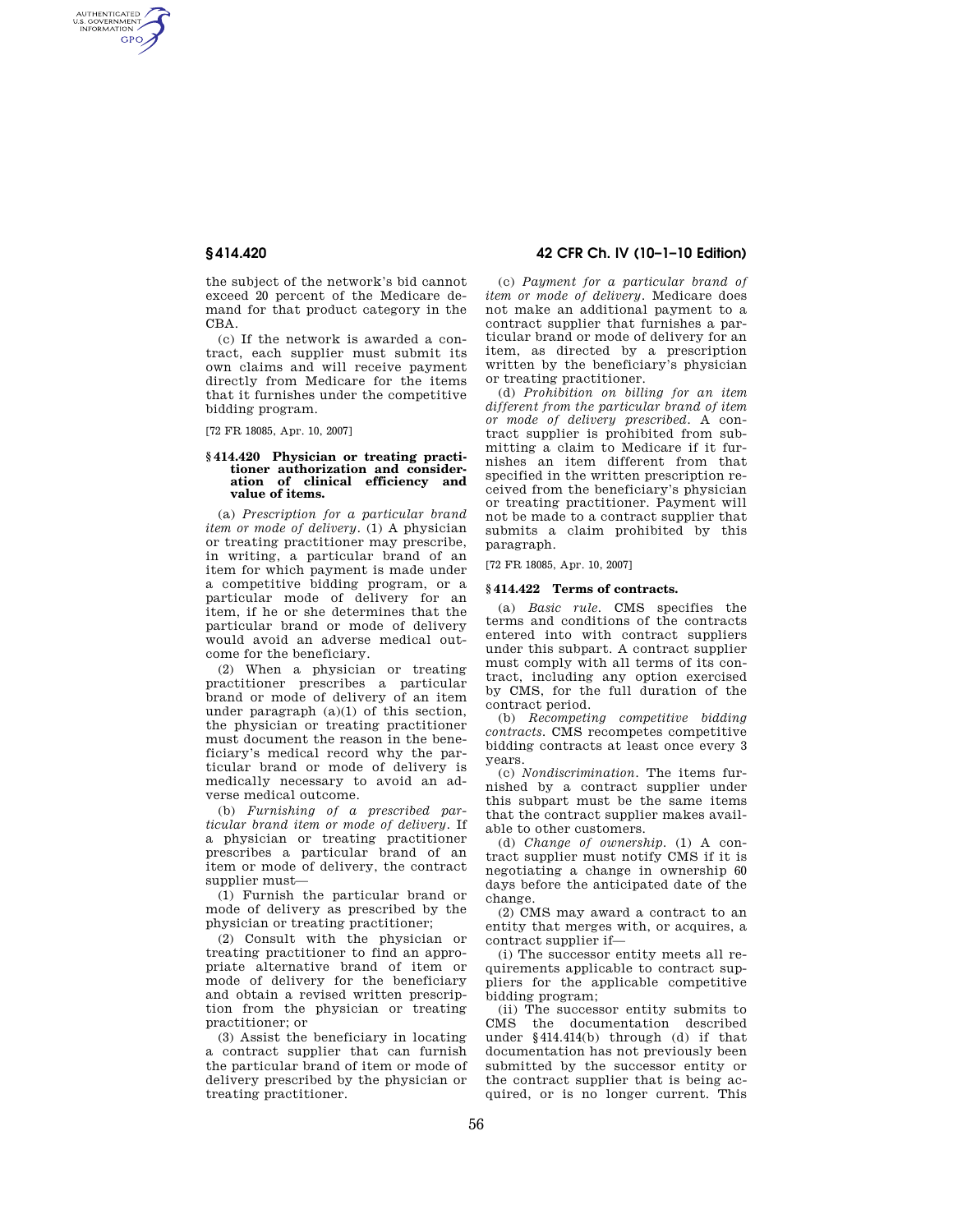the subject of the network's bid cannot exceed 20 percent of the Medicare demand for that product category in the CBA.

(c) If the network is awarded a contract, each supplier must submit its own claims and will receive payment directly from Medicare for the items that it furnishes under the competitive bidding program.

[72 FR 18085, Apr. 10, 2007]

### § 414.420 Physician or treating practitioner authorization and consideration of clinical efficiency and value of items.

(a) *Prescription for a particular brand item or mode of delivery.* (1) A physician or treating practitioner may prescribe, in writing, a particular brand of an item for which payment is made under a competitive bidding program, or a particular mode of delivery for an item, if he or she determines that the particular brand or mode of delivery would avoid an adverse medical outcome for the beneficiary.

(2) When a physician or treating practitioner prescribes a particular brand or mode of delivery of an item under paragraph (a)(1) of this section, the physician or treating practitioner must document the reason in the beneficiary's medical record why the particular brand or mode of delivery is medically necessary to avoid an adverse medical outcome.

(b) *Furnishing of a prescribed particular brand item or mode of delivery.* If a physician or treating practitioner prescribes a particular brand of an item or mode of delivery, the contract supplier must—

(1) Furnish the particular brand or mode of delivery as prescribed by the physician or treating practitioner;

(2) Consult with the physician or treating practitioner to find an appropriate alternative brand of item or mode of delivery for the beneficiary and obtain a revised written prescription from the physician or treating practitioner; or

(3) Assist the beneficiary in locating a contract supplier that can furnish the particular brand of item or mode of delivery prescribed by the physician or treating practitioner.

(c) *Payment for a particular brand of item or mode of delivery.* Medicare does not make an additional payment to a contract supplier that furnishes a particular brand or mode of delivery for an item, as directed by a prescription written by the beneficiary's physician or treating practitioner.

(d) *Prohibition on billing for an item different from the particular brand of item or mode of delivery prescribed.* A contract supplier is prohibited from submitting a claim to Medicare if it furnishes an item different from that specified in the written prescription received from the beneficiary's physician or treating practitioner. Payment will not be made to a contract supplier that submits a claim prohibited by this paragraph.

[72 FR 18085, Apr. 10, 2007]

### § 414.422 Terms of contracts.

(a) *Basic rule.* CMS specifies the terms and conditions of the contracts entered into with contract suppliers under this subpart. A contract supplier must comply with all terms of its contract, including any option exercised by CMS, for the full duration of the contract period.

(b) *Recompeting competitive bidding contracts.* CMS recompetes competitive bidding contracts at least once every 3 years.

(c) *Nondiscrimination.* The items furnished by a contract supplier under this subpart must be the same items that the contract supplier makes available to other customers.

(d) *Change of ownership.* (1) A contract supplier must notify CMS if it is negotiating a change in ownership 60 days before the anticipated date of the change.

(2) CMS may award a contract to an entity that merges with, or acquires, a contract supplier if—

(i) The successor entity meets all requirements applicable to contract suppliers for the applicable competitive bidding program;

(ii) The successor entity submits to CMS the documentation described under §414.414(b) through (d) if that documentation has not previously been submitted by the successor entity or the contract supplier that is being acquired, or is no longer current. This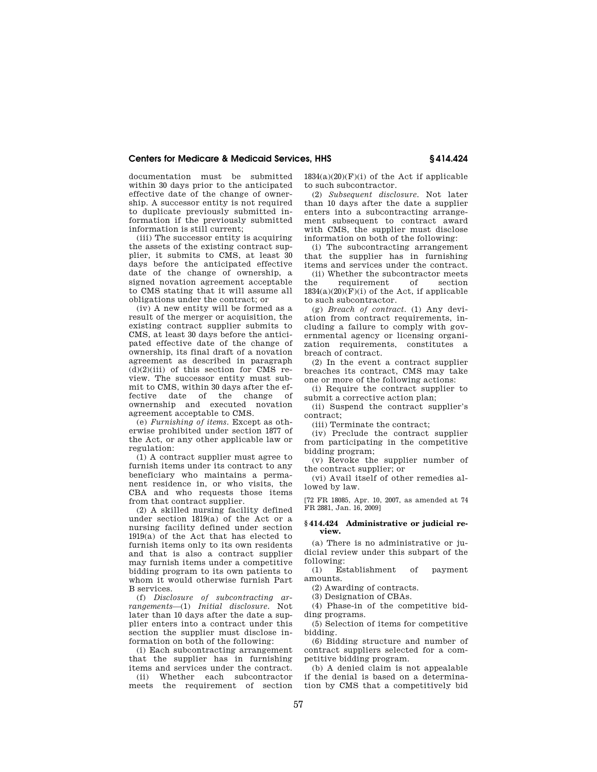documentation must be submitted within 30 days prior to the anticipated effective date of the change of ownership. A successor entity is not required to duplicate previously submitted information if the previously submitted information is still current;

(iii) The successor entity is acquiring the assets of the existing contract supplier, it submits to CMS, at least 30 days before the anticipated effective date of the change of ownership, a signed novation agreement acceptable to CMS stating that it will assume all obligations under the contract; or

(iv) A new entity will be formed as a result of the merger or acquisition, the existing contract supplier submits to CMS, at least 30 days before the anticipated effective date of the change of ownership, its final draft of a novation agreement as described in paragraph (d)(2)(iii) of this section for CMS review. The successor entity must submit to CMS, within 30 days after the effective date of the change of ownernship and executed novation agreement acceptable to CMS.

(e) *Furnishing of items.* Except as otherwise prohibited under section 1877 of the Act, or any other applicable law or regulation:

(1) A contract supplier must agree to furnish items under its contract to any beneficiary who maintains a permanent residence in, or who visits, the CBA and who requests those items from that contract supplier.

(2) A skilled nursing facility defined under section 1819(a) of the Act or a nursing facility defined under section 1919(a) of the Act that has elected to furnish items only to its own residents and that is also a contract supplier may furnish items under a competitive bidding program to its own patients to whom it would otherwise furnish Part B services.

(f) *Disclosure of subcontracting arrangements*—(1) *Initial disclosure.* Not later than 10 days after the date a supplier enters into a contract under this section the supplier must disclose information on both of the following:

(i) Each subcontracting arrangement that the supplier has in furnishing items and services under the contract.

(ii) Whether each subcontractor meets the requirement of section 1834(a)(20)(F)(i) of the Act if applicable to such subcontractor.

(2) *Subsequent disclosure.* Not later than 10 days after the date a supplier enters into a subcontracting arrangement subsequent to contract award with CMS, the supplier must disclose information on both of the following:

(i) The subcontracting arrangement that the supplier has in furnishing items and services under the contract.

(ii) Whether the subcontractor meets the requirement of section 1834(a)(20)(F)(i) of the Act, if applicable to such subcontractor.

(g) *Breach of contract.* (1) Any deviation from contract requirements, including a failure to comply with governmental agency or licensing organization requirements, constitutes a breach of contract.

(2) In the event a contract supplier breaches its contract, CMS may take one or more of the following actions:

(i) Require the contract supplier to submit a corrective action plan;

(ii) Suspend the contract supplier's contract;

(iii) Terminate the contract;

(iv) Preclude the contract supplier from participating in the competitive bidding program;

(v) Revoke the supplier number of the contract supplier; or

(vi) Avail itself of other remedies allowed by law.

[72 FR 18085, Apr. 10, 2007, as amended at 74 FR 2881, Jan. 16, 2009]

## § 414.424 Administrative or judicial review.

(a) There is no administrative or judicial review under this subpart of the following:

(1) Establishment of payment amounts.

(2) Awarding of contracts.

(3) Designation of CBAs.

(4) Phase-in of the competitive bidding programs.

(5) Selection of items for competitive bidding.

(6) Bidding structure and number of contract suppliers selected for a competitive bidding program.

(b) A denied claim is not appealable if the denial is based on a determination by CMS that a competitively bid